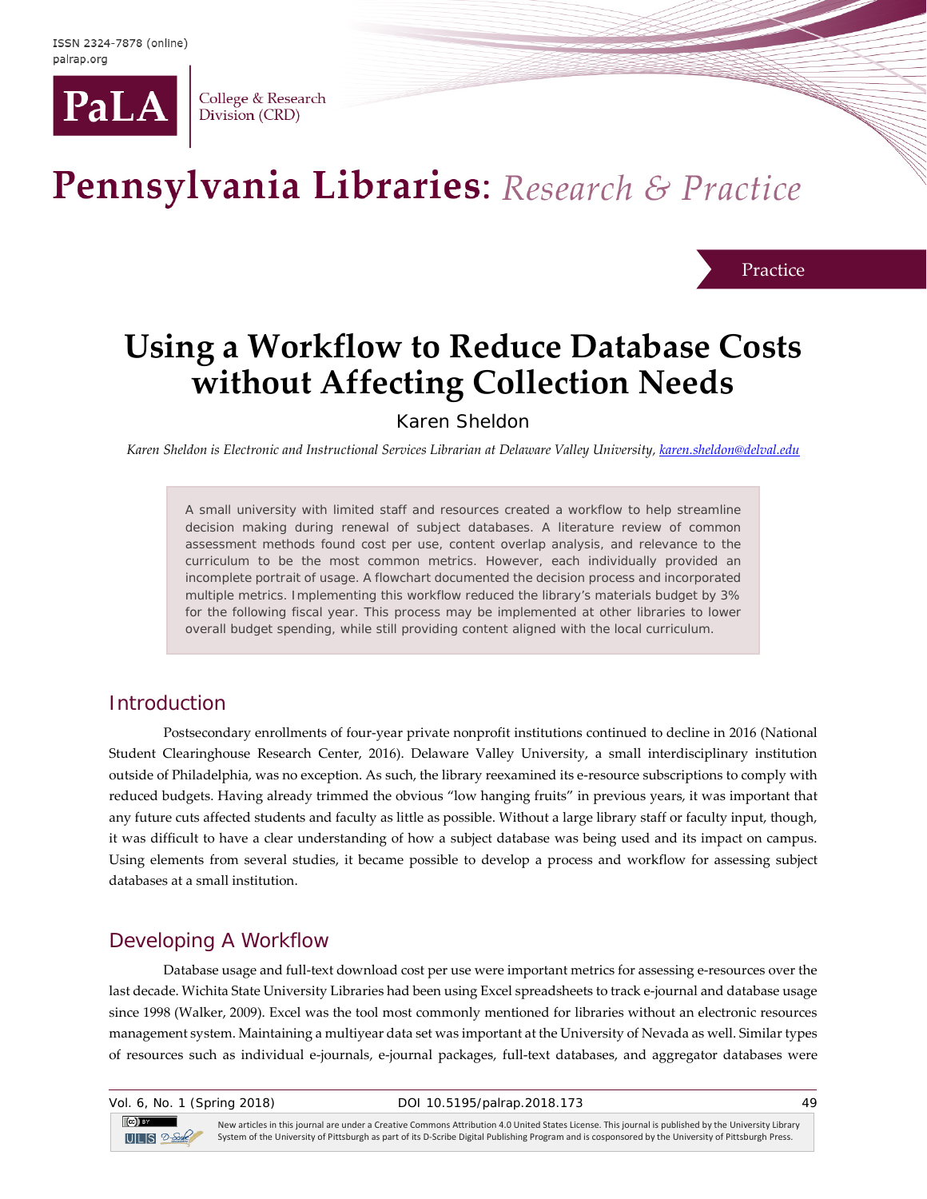Practice

# Using a Workflow to Reduce Database Costs without Affecting Collection Needs

Karen Sheldon

*Karen Sheldon is Electronic and Instructional Services Librarian at Delaware Valley University, karen.sheldon@delval.edu*

> A small university with limited staff and resources created a workflow to help streamline decision making during renewal of subject databases. A literature review of common assessment methods found cost per use, content overlap analysis, and relevance to the curriculum to be the most common metrics. However, each individually provided an incomplete portrait of usage. A flowchart documented the decision process and incorporated multiple metrics. Implementing this workflow reduced the library's materials budget by 3% for the following fiscal year. This process may be implemented at other libraries to lower overall budget spending, while still providing content aligned with the local curriculum.

## Introduction

Postsecondary enrollments of four-year private nonprofit institutions continued to decline in 2016 (National Student Clearinghouse Research Center, 2016). Delaware Valley University, a small interdisciplinary institution outside of Philadelphia, was no exception. As such, the library reexamined its e-resource subscriptions to comply with reduced budgets. Having already trimmed the obvious "low hanging fruits" in previous years, it was important that any future cuts affected students and faculty as little as possible. Without a large library staff or faculty input, though, it was difficult to have a clear understanding of how a subject database was being used and its impact on campus. Using elements from several studies, it became possible to develop a process and workflow for assessing subject databases at a small institution.

## Developing A Workflow

Database usage and full-text download cost per use were important metrics for assessing e-resources over the last decade. Wichita State University Libraries had been using Excel spreadsheets to track e-journal and database usage since 1998 (Walker, 2009). Excel was the tool most commonly mentioned for libraries without an electronic resources management system. Maintaining a multiyear data set was important at the University of Nevada as well. Similar types of resources such as individual e-journals, e-journal packages, full-text databases, and aggregator databases were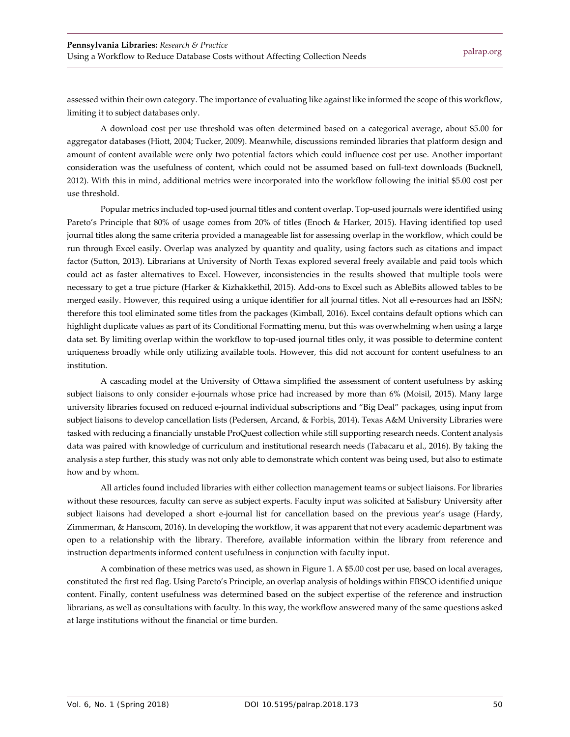assessed within their own category. The importance of evaluating like against like informed the scope of this workflow, limiting it to subject databases only.

A download cost per use threshold was often determined based on a categorical average, about $5.00 for aggregator databases (Hiott, 2004; Tucker, 2009). Meanwhile, discussions reminded libraries that platform design and amount of content available were only two potential factors which could influence cost per use. Another important consideration was the usefulness of content, which could not be assumed based on full-text downloads (Bucknell, 2012). With this in mind, additional metrics were incorporated into the workflow following the initial $5.00 cost per use threshold.

Popular metrics included top-used journal titles and content overlap. Top-used journals were identified using Pareto's Principle that 80% of usage comes from 20% of titles (Enoch & Harker, 2015). Having identified top used journal titles along the same criteria provided a manageable list for assessing overlap in the workflow, which could be run through Excel easily. Overlap was analyzed by quantity and quality, using factors such as citations and impact factor (Sutton, 2013). Librarians at University of North Texas explored several freely available and paid tools which could act as faster alternatives to Excel. However, inconsistencies in the results showed that multiple tools were necessary to get a true picture (Harker & Kizhakkethil, 2015). Add-ons to Excel such as AbleBits allowed tables to be merged easily. However, this required using a unique identifier for all journal titles. Not all e-resources had an ISSN; therefore this tool eliminated some titles from the packages (Kimball, 2016). Excel contains default options which can highlight duplicate values as part of its Conditional Formatting menu, but this was overwhelming when using a large data set. By limiting overlap within the workflow to top-used journal titles only, it was possible to determine content uniqueness broadly while only utilizing available tools. However, this did not account for content usefulness to an institution.

A cascading model at the University of Ottawa simplified the assessment of content usefulness by asking subject liaisons to only consider e-journals whose price had increased by more than 6% (Moisil, 2015). Many large university libraries focused on reduced e-journal individual subscriptions and "Big Deal" packages, using input from subject liaisons to develop cancellation lists (Pedersen, Arcand, & Forbis, 2014). Texas A&M University Libraries were tasked with reducing a financially unstable ProQuest collection while still supporting research needs. Content analysis data was paired with knowledge of curriculum and institutional research needs (Tabacaru et al., 2016). By taking the analysis a step further, this study was not only able to demonstrate which content was being used, but also to estimate how and by whom.

All articles found included libraries with either collection management teams or subject liaisons. For libraries without these resources, faculty can serve as subject experts. Faculty input was solicited at Salisbury University after subject liaisons had developed a short e-journal list for cancellation based on the previous year's usage (Hardy, Zimmerman, & Hanscom, 2016). In developing the workflow, it was apparent that not every academic department was open to a relationship with the library. Therefore, available information within the library from reference and instruction departments informed content usefulness in conjunction with faculty input.

A combination of these metrics was used, as shown in Figure 1. A $5.00 cost per use, based on local averages, constituted the first red flag. Using Pareto's Principle, an overlap analysis of holdings within EBSCO identified unique content. Finally, content usefulness was determined based on the subject expertise of the reference and instruction librarians, as well as consultations with faculty. In this way, the workflow answered many of the same questions asked at large institutions without the financial or time burden.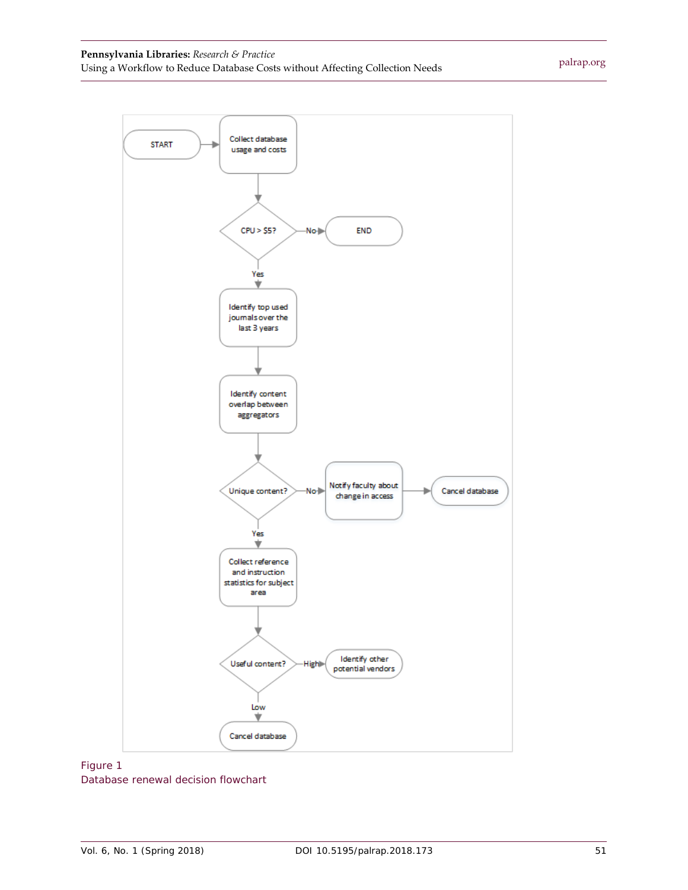START → Collect database usage and costs

CPU > $5? — No → END

Yes → Identify top used journals over the last 3 years

Identify content overlap between aggregators

Unique content? — No → Notify faculty about change in access → Cancel database

Yes → Collect reference and instruction statistics for subject area

Useful content? — High → Identify other potential vendors

Low → Cancel database

Figure 1
Database renewal decision flowchart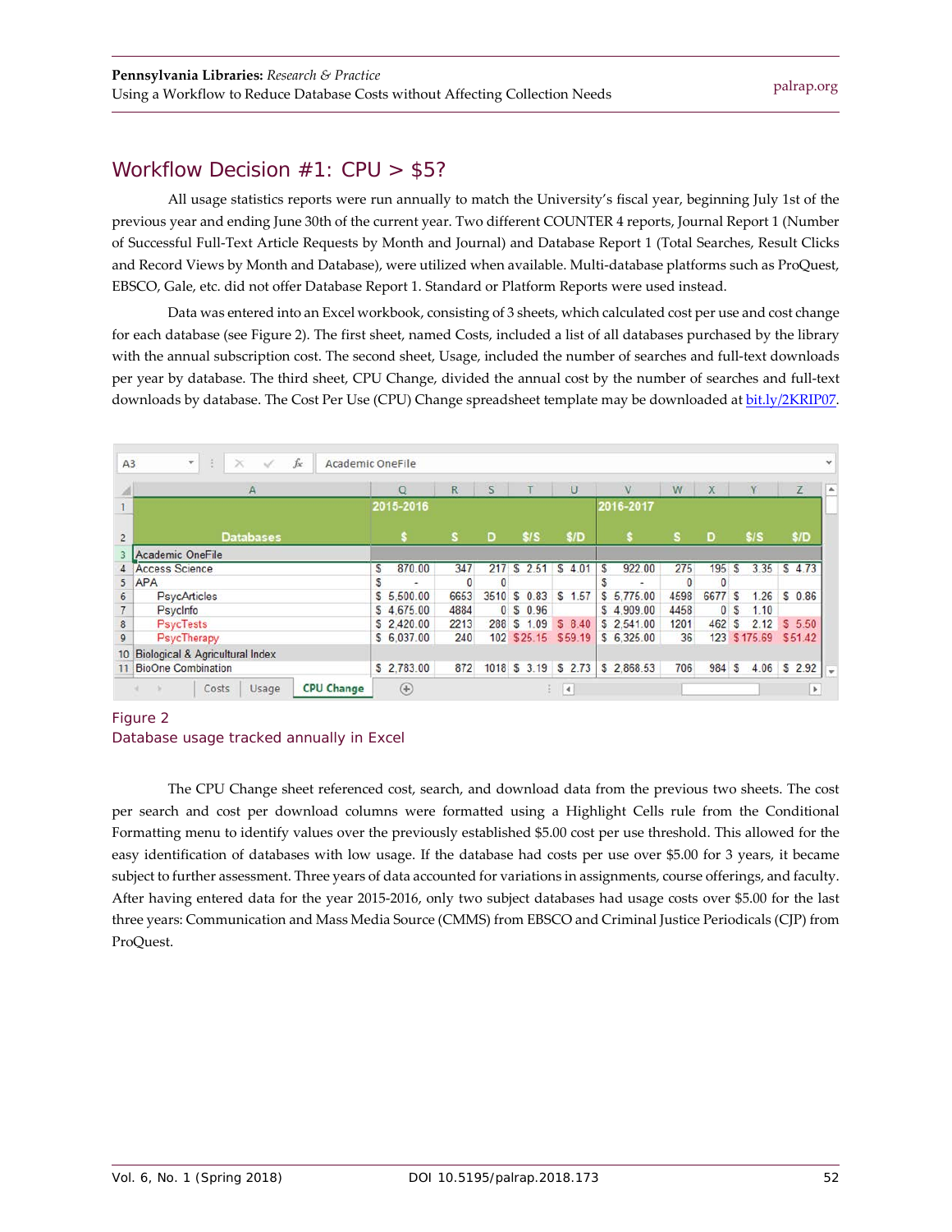## Workflow Decision #1: CPU > $5?

All usage statistics reports were run annually to match the University's fiscal year, beginning July 1st of the previous year and ending June 30th of the current year. Two different COUNTER 4 reports, Journal Report 1 (Number of Successful Full-Text Article Requests by Month and Journal) and Database Report 1 (Total Searches, Result Clicks and Record Views by Month and Database), were utilized when available. Multi-database platforms such as ProQuest, EBSCO, Gale, etc. did not offer Database Report 1. Standard or Platform Reports were used instead.

Data was entered into an Excel workbook, consisting of 3 sheets, which calculated cost per use and cost change for each database (see Figure 2). The first sheet, named Costs, included a list of all databases purchased by the library with the annual subscription cost. The second sheet, Usage, included the number of searches and full-text downloads per year by database. The third sheet, CPU Change, divided the annual cost by the number of searches and full-text downloads by database. The Cost Per Use (CPU) Change spreadsheet template may be downloaded at [bit.ly/2KRIP07](bit.ly/2KRIP07).

| Databases | 2015-2016 $ | S | D | $/S | $/D | 2016-2017 $ | S | D | $/S | $/D |
|---|---|---|---|---|---|---|---|---|---|---|
| Academic OneFile | | | | | | | | | | |
| Access Science | $ 870.00 | 347 | 217 | $ 2.51 | $ 4.01 | $ 922.00 | 275 | 195 | $ 3.35 | $ 4.73 |
| APA | $ - | 0 | 0 | | | $ - | 0 | 0 | | |
| PsycArticles | $ 5,500.00 | 6653 | 3510 | $ 0.83 | $ 1.57 | $ 5,775.00 | 4598 | 6677 | $ 1.26 | $ 0.86 |
| PsycInfo | $ 4,675.00 | 4884 | 0 | $ 0.96 | | $ 4,909.00 | 4458 | 0 | $ 1.10 | |
| PsycTests | $ 2,420.00 | 2213 | 288 | $ 1.09 | $ 8.40 | $ 2,541.00 | 1201 | 462 | $ 2.12 | $ 5.50 |
| PsycTherapy | $ 6,037.00 | 240 | 102 | $25.15 | $59.19 | $ 6,325.00 | 36 | 123 | $175.69 | $51.42 |
| Biological & Agricultural Index | | | | | | | | | | |
| BioOne Combination | $ 2,783.00 | 872 | 1018 | $ 3.19 | $ 2.73 | $ 2,868.53 | 706 | 984 | $ 4.06 | $ 2.92 |

Figure 2
Database usage tracked annually in Excel

The CPU Change sheet referenced cost, search, and download data from the previous two sheets. The cost per search and cost per download columns were formatted using a Highlight Cells rule from the Conditional Formatting menu to identify values over the previously established $5.00 cost per use threshold. This allowed for the easy identification of databases with low usage. If the database had costs per use over $5.00 for 3 years, it became subject to further assessment. Three years of data accounted for variations in assignments, course offerings, and faculty. After having entered data for the year 2015-2016, only two subject databases had usage costs over $5.00 for the last three years: Communication and Mass Media Source (CMMS) from EBSCO and Criminal Justice Periodicals (CJP) from ProQuest.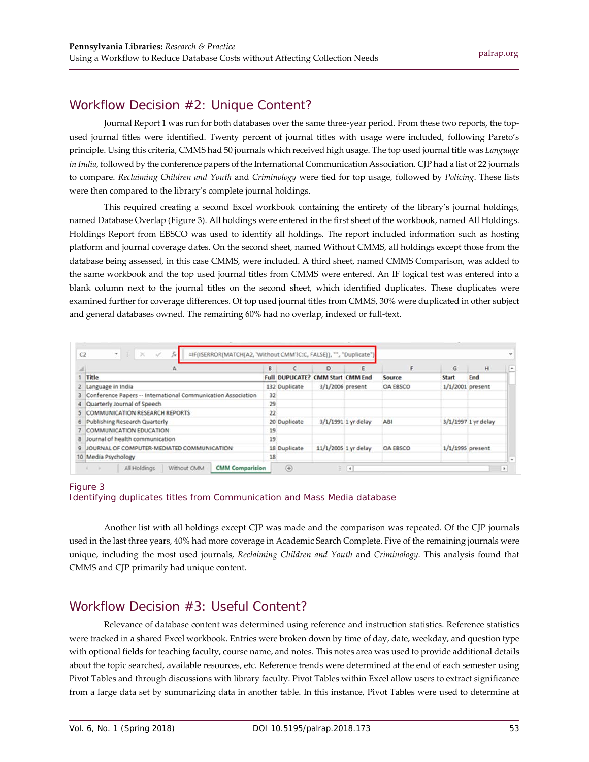## Workflow Decision #2: Unique Content?

Journal Report 1 was run for both databases over the same three-year period. From these two reports, the top-used journal titles were identified. Twenty percent of journal titles with usage were included, following Pareto's principle. Using this criteria, CMMS had 50 journals which received high usage. The top used journal title was *Language in India*, followed by the conference papers of the International Communication Association. CJP had a list of 22 journals to compare. *Reclaiming Children and Youth* and *Criminology* were tied for top usage, followed by *Policing*. These lists were then compared to the library's complete journal holdings.

This required creating a second Excel workbook containing the entirety of the library's journal holdings, named Database Overlap (Figure 3). All holdings were entered in the first sheet of the workbook, named All Holdings. Holdings Report from EBSCO was used to identify all holdings. The report included information such as hosting platform and journal coverage dates. On the second sheet, named Without CMMS, all holdings except those from the database being assessed, in this case CMMS, were included. A third sheet, named CMMS Comparison, was added to the same workbook and the top used journal titles from CMMS were entered. An IF logical test was entered into a blank column next to the journal titles on the second sheet, which identified duplicates. These duplicates were examined further for coverage differences. Of top used journal titles from CMMS, 30% were duplicated in other subject and general databases owned. The remaining 60% had no overlap, indexed or full-text.

C2 =IF(ISERROR(MATCH(A2, 'Without CMM'!C:C, FALSE)), "", "Duplicate")

| | A | B | C | D | E | F | G | H |
|---|---|---|---|---|---|---|---|---|
| 1 | Title | Full | DUPLICATE? | CMM Start | CMM End | Source | Start | End |
| 2 | Language in India | 132 | Duplicate | 3/1/2006 | present | OA EBSCO | 1/1/2001 | present |
| 3 | Conference Papers -- International Communication Association | 32 | | | | | | |
| 4 | Quarterly Journal of Speech | 29 | | | | | | |
| 5 | COMMUNICATION RESEARCH REPORTS | 22 | | | | | | |
| 6 | Publishing Research Quarterly | 20 | Duplicate | 3/1/1991 | 1 yr delay | ABI | 3/1/1997 | 1 yr delay |
| 7 | COMMUNICATION EDUCATION | 19 | | | | | | |
| 8 | Journal of health communication | 19 | | | | | | |
| 9 | JOURNAL OF COMPUTER-MEDIATED COMMUNICATION | 18 | Duplicate | 11/1/2005 | 1 yr delay | OA EBSCO | 1/1/1995 | present |
| 10 | Media Psychology | 18 | | | | | | |

All Holdings | Without CMM | CMM Comparision

Figure 3
Identifying duplicates titles from Communication and Mass Media database

Another list with all holdings except CJP was made and the comparison was repeated. Of the CJP journals used in the last three years, 40% had more coverage in Academic Search Complete. Five of the remaining journals were unique, including the most used journals, *Reclaiming Children and Youth* and *Criminology*. This analysis found that CMMS and CJP primarily had unique content.

## Workflow Decision #3: Useful Content?

Relevance of database content was determined using reference and instruction statistics. Reference statistics were tracked in a shared Excel workbook. Entries were broken down by time of day, date, weekday, and question type with optional fields for teaching faculty, course name, and notes. This notes area was used to provide additional details about the topic searched, available resources, etc. Reference trends were determined at the end of each semester using Pivot Tables and through discussions with library faculty. Pivot Tables within Excel allow users to extract significance from a large data set by summarizing data in another table. In this instance, Pivot Tables were used to determine at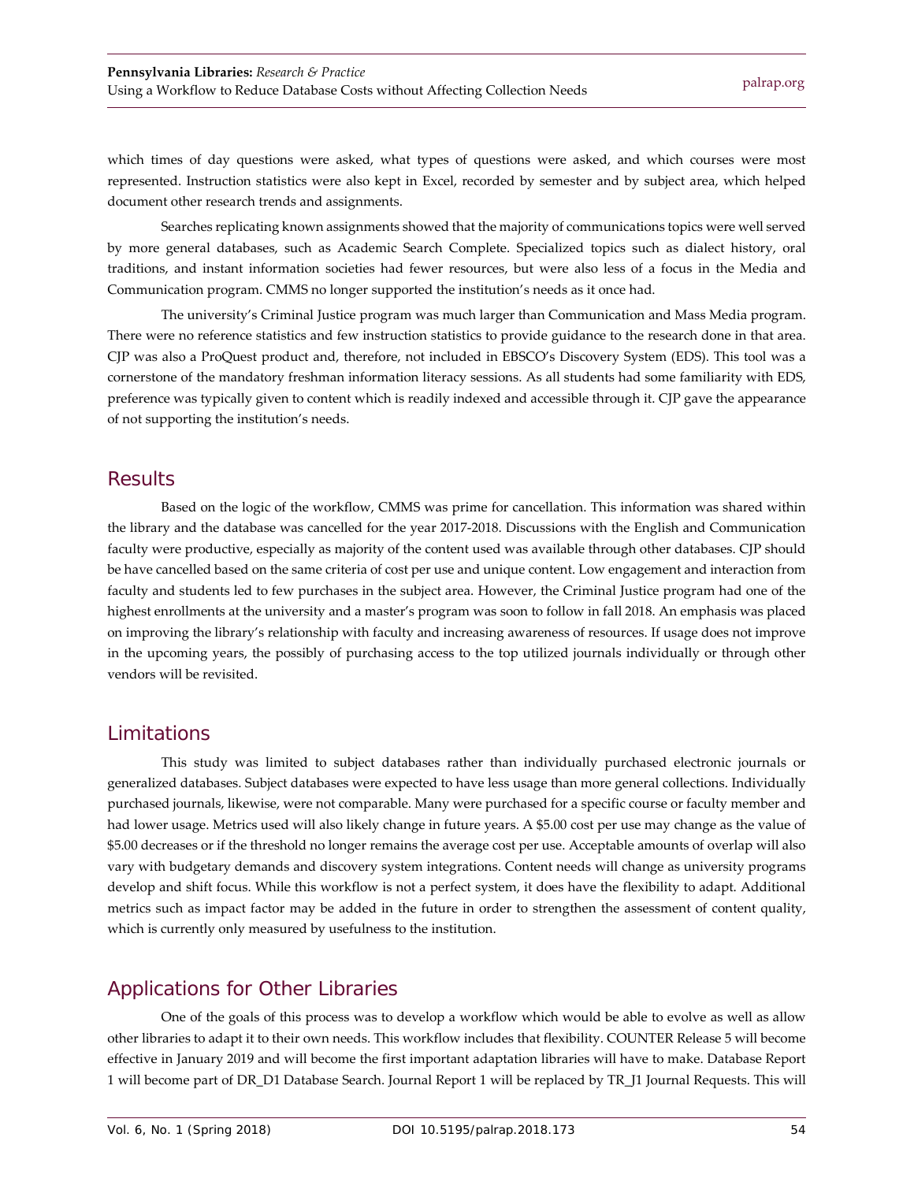which times of day questions were asked, what types of questions were asked, and which courses were most represented. Instruction statistics were also kept in Excel, recorded by semester and by subject area, which helped document other research trends and assignments.

Searches replicating known assignments showed that the majority of communications topics were well served by more general databases, such as Academic Search Complete. Specialized topics such as dialect history, oral traditions, and instant information societies had fewer resources, but were also less of a focus in the Media and Communication program. CMMS no longer supported the institution's needs as it once had.

The university's Criminal Justice program was much larger than Communication and Mass Media program. There were no reference statistics and few instruction statistics to provide guidance to the research done in that area. CJP was also a ProQuest product and, therefore, not included in EBSCO's Discovery System (EDS). This tool was a cornerstone of the mandatory freshman information literacy sessions. As all students had some familiarity with EDS, preference was typically given to content which is readily indexed and accessible through it. CJP gave the appearance of not supporting the institution's needs.

## Results

Based on the logic of the workflow, CMMS was prime for cancellation. This information was shared within the library and the database was cancelled for the year 2017-2018. Discussions with the English and Communication faculty were productive, especially as majority of the content used was available through other databases. CJP should be have cancelled based on the same criteria of cost per use and unique content. Low engagement and interaction from faculty and students led to few purchases in the subject area. However, the Criminal Justice program had one of the highest enrollments at the university and a master's program was soon to follow in fall 2018. An emphasis was placed on improving the library's relationship with faculty and increasing awareness of resources. If usage does not improve in the upcoming years, the possibly of purchasing access to the top utilized journals individually or through other vendors will be revisited.

## Limitations

This study was limited to subject databases rather than individually purchased electronic journals or generalized databases. Subject databases were expected to have less usage than more general collections. Individually purchased journals, likewise, were not comparable. Many were purchased for a specific course or faculty member and had lower usage. Metrics used will also likely change in future years. A $5.00 cost per use may change as the value of $5.00 decreases or if the threshold no longer remains the average cost per use. Acceptable amounts of overlap will also vary with budgetary demands and discovery system integrations. Content needs will change as university programs develop and shift focus. While this workflow is not a perfect system, it does have the flexibility to adapt. Additional metrics such as impact factor may be added in the future in order to strengthen the assessment of content quality, which is currently only measured by usefulness to the institution.

## Applications for Other Libraries

One of the goals of this process was to develop a workflow which would be able to evolve as well as allow other libraries to adapt it to their own needs. This workflow includes that flexibility. COUNTER Release 5 will become effective in January 2019 and will become the first important adaptation libraries will have to make. Database Report 1 will become part of DR_D1 Database Search. Journal Report 1 will be replaced by TR_J1 Journal Requests. This will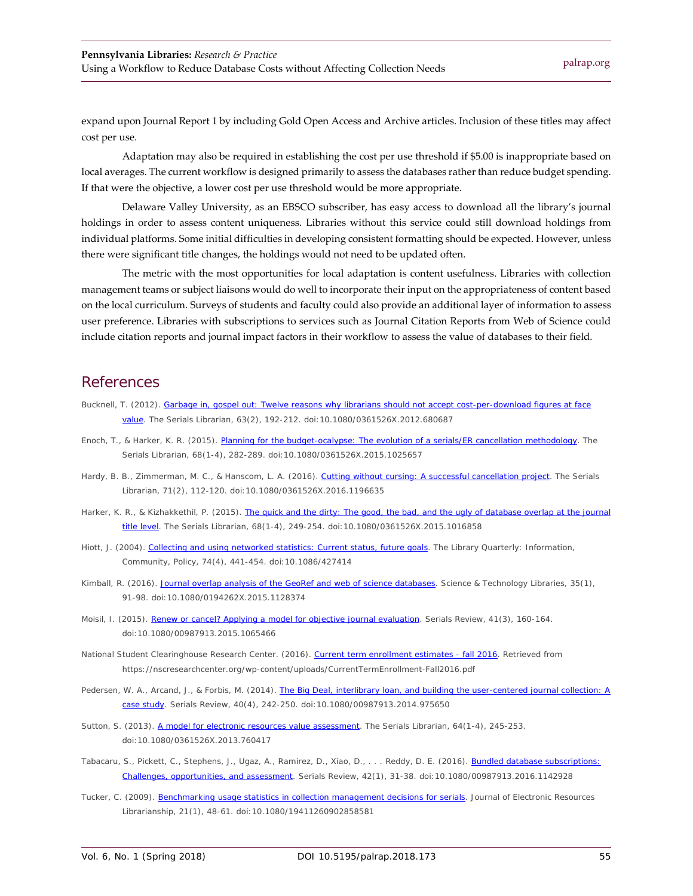expand upon Journal Report 1 by including Gold Open Access and Archive articles. Inclusion of these titles may affect cost per use.

Adaptation may also be required in establishing the cost per use threshold if $5.00 is inappropriate based on local averages. The current workflow is designed primarily to assess the databases rather than reduce budget spending. If that were the objective, a lower cost per use threshold would be more appropriate.

Delaware Valley University, as an EBSCO subscriber, has easy access to download all the library's journal holdings in order to assess content uniqueness. Libraries without this service could still download holdings from individual platforms. Some initial difficulties in developing consistent formatting should be expected. However, unless there were significant title changes, the holdings would not need to be updated often.

The metric with the most opportunities for local adaptation is content usefulness. Libraries with collection management teams or subject liaisons would do well to incorporate their input on the appropriateness of content based on the local curriculum. Surveys of students and faculty could also provide an additional layer of information to assess user preference. Libraries with subscriptions to services such as Journal Citation Reports from Web of Science could include citation reports and journal impact factors in their workflow to assess the value of databases to their field.

## References

Bucknell, T. (2012). Garbage in, gospel out: Twelve reasons why librarians should not accept cost-per-download figures at face value. The Serials Librarian, 63(2), 192-212. doi:10.1080/0361526X.2012.680687

Enoch, T., & Harker, K. R. (2015). Planning for the budget-ocalypse: The evolution of a serials/ER cancellation methodology. The Serials Librarian, 68(1-4), 282-289. doi:10.1080/0361526X.2015.1025657

Hardy, B. B., Zimmerman, M. C., & Hanscom, L. A. (2016). Cutting without cursing: A successful cancellation project. The Serials Librarian, 71(2), 112-120. doi:10.1080/0361526X.2016.1196635

Harker, K. R., & Kizhakkethil, P. (2015). The quick and the dirty: The good, the bad, and the ugly of database overlap at the journal title level. The Serials Librarian, 68(1-4), 249-254. doi:10.1080/0361526X.2015.1016858

Hiott, J. (2004). Collecting and using networked statistics: Current status, future goals. The Library Quarterly: Information, Community, Policy, 74(4), 441-454. doi:10.1086/427414

Kimball, R. (2016). Journal overlap analysis of the GeoRef and web of science databases. Science & Technology Libraries, 35(1), 91-98. doi:10.1080/0194262X.2015.1128374

Moisil, I. (2015). Renew or cancel? Applying a model for objective journal evaluation. Serials Review, 41(3), 160-164. doi:10.1080/00987913.2015.1065466

National Student Clearinghouse Research Center. (2016). Current term enrollment estimates - fall 2016. Retrieved from https://nscresearchcenter.org/wp-content/uploads/CurrentTermEnrollment-Fall2016.pdf

Pedersen, W. A., Arcand, J., & Forbis, M. (2014). The Big Deal, interlibrary loan, and building the user-centered journal collection: A case study. Serials Review, 40(4), 242-250. doi:10.1080/00987913.2014.975650

Sutton, S. (2013). A model for electronic resources value assessment. The Serials Librarian, 64(1-4), 245-253. doi:10.1080/0361526X.2013.760417

Tabacaru, S., Pickett, C., Stephens, J., Ugaz, A., Ramirez, D., Xiao, D., . . . Reddy, D. E. (2016). Bundled database subscriptions: Challenges, opportunities, and assessment. Serials Review, 42(1), 31-38. doi:10.1080/00987913.2016.1142928

Tucker, C. (2009). Benchmarking usage statistics in collection management decisions for serials. Journal of Electronic Resources Librarianship, 21(1), 48-61. doi:10.1080/19411260902858581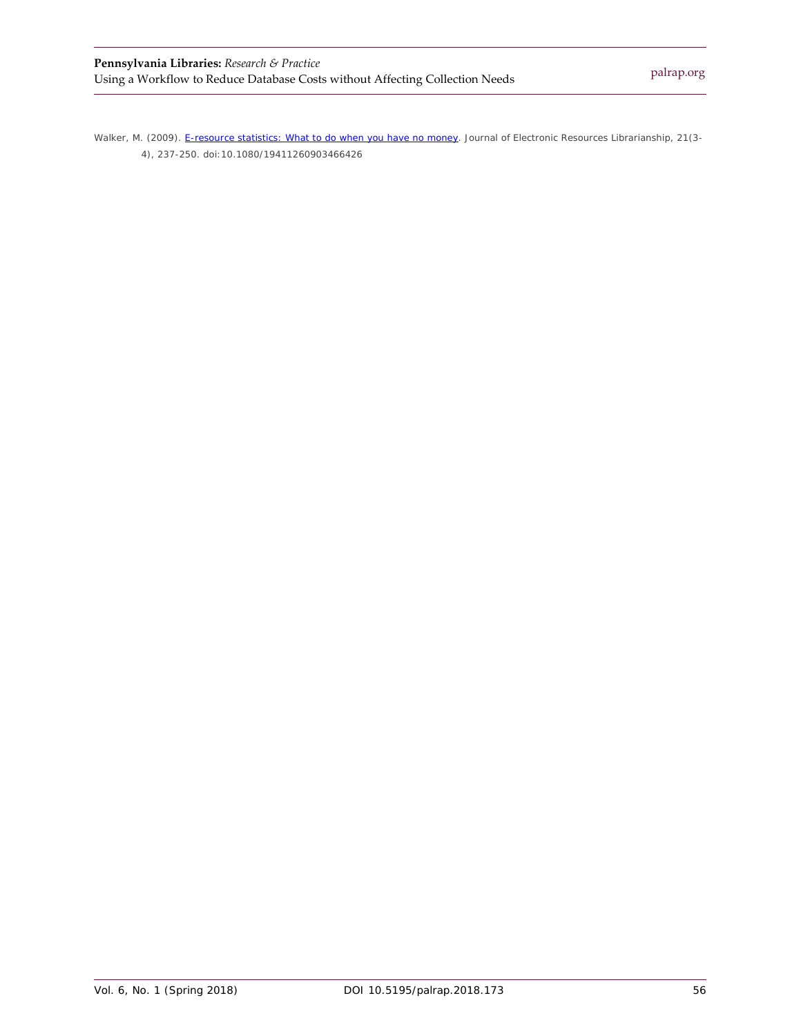Walker, M. (2009). [E-resource statistics: What to do when you have no money](). Journal of Electronic Resources Librarianship, 21(3-4), 237-250. doi:10.1080/19411260903466426